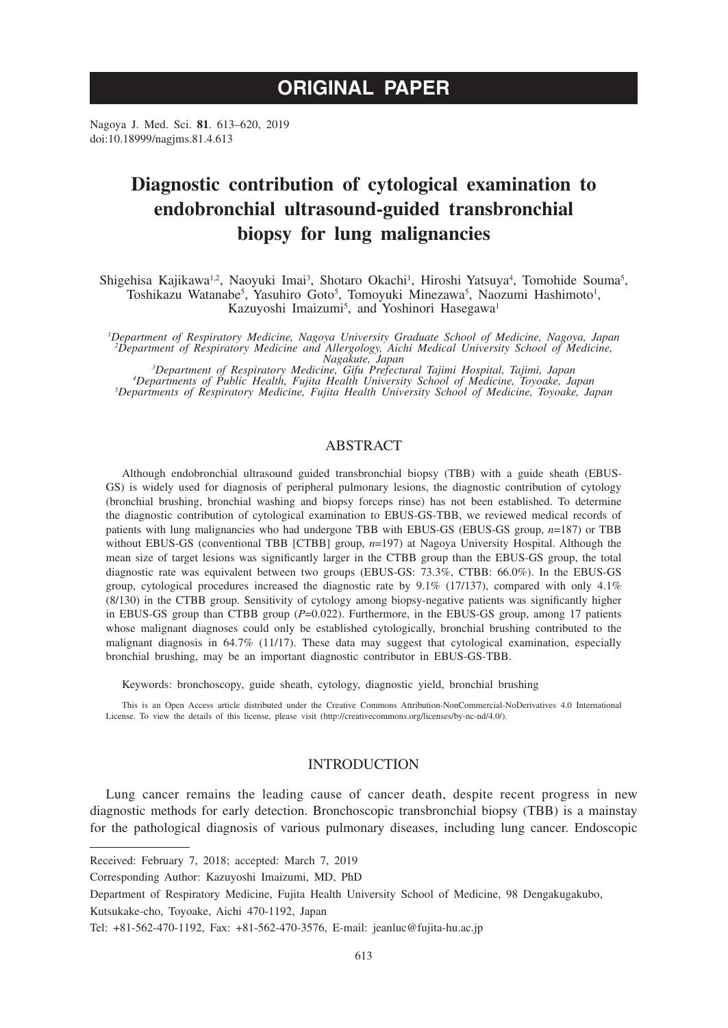ORIGINAL PAPER

# Diagnostic contribution of cytological examination to endobronchial ultrasound-guided transbronchial biopsy for lung malignancies

Shigehisa Kajikawa[1,2], Naoyuki Imai[3], Shotaro Okachi[1], Hiroshi Yatsuya[4], Tomohide Souma[5], Toshikazu Watanabe[5], Yasuhiro Goto[5], Tomoyuki Minezawa[5], Naozumi Hashimoto[1], Kazuyoshi Imaizumi[5], and Yoshinori Hasegawa[1]

*[1]Department of Respiratory Medicine, Nagoya University Graduate School of Medicine, Nagoya, Japan*
*[2]Department of Respiratory Medicine and Allergology, Aichi Medical University School of Medicine, Nagakute, Japan*
*[3]Department of Respiratory Medicine, Gifu Prefectural Tajimi Hospital, Tajimi, Japan*
*[4]Departments of Public Health, Fujita Health University School of Medicine, Toyoake, Japan*
*[5]Departments of Respiratory Medicine, Fujita Health University School of Medicine, Toyoake, Japan*

## ABSTRACT

Although endobronchial ultrasound guided transbronchial biopsy (TBB) with a guide sheath (EBUS-GS) is widely used for diagnosis of peripheral pulmonary lesions, the diagnostic contribution of cytology (bronchial brushing, bronchial washing and biopsy forceps rinse) has not been established. To determine the diagnostic contribution of cytological examination to EBUS-GS-TBB, we reviewed medical records of patients with lung malignancies who had undergone TBB with EBUS-GS (EBUS-GS group, *n*=187) or TBB without EBUS-GS (conventional TBB [CTBB] group, *n*=197) at Nagoya University Hospital. Although the mean size of target lesions was significantly larger in the CTBB group than the EBUS-GS group, the total diagnostic rate was equivalent between two groups (EBUS-GS: 73.3%, CTBB: 66.0%). In the EBUS-GS group, cytological procedures increased the diagnostic rate by 9.1% (17/137), compared with only 4.1% (8/130) in the CTBB group. Sensitivity of cytology among biopsy-negative patients was significantly higher in EBUS-GS group than CTBB group (*P*=0.022). Furthermore, in the EBUS-GS group, among 17 patients whose malignant diagnoses could only be established cytologically, bronchial brushing contributed to the malignant diagnosis in 64.7% (11/17). These data may suggest that cytological examination, especially bronchial brushing, may be an important diagnostic contributor in EBUS-GS-TBB.

Keywords: bronchoscopy, guide sheath, cytology, diagnostic yield, bronchial brushing

This is an Open Access article distributed under the Creative Commons Attribution-NonCommercial-NoDerivatives 4.0 International License. To view the details of this license, please visit (http://creativecommons.org/licenses/by-nc-nd/4.0/).

## INTRODUCTION

Lung cancer remains the leading cause of cancer death, despite recent progress in new diagnostic methods for early detection. Bronchoscopic transbronchial biopsy (TBB) is a mainstay for the pathological diagnosis of various pulmonary diseases, including lung cancer. Endoscopic

---

Received: February 7, 2018; accepted: March 7, 2019

Corresponding Author: Kazuyoshi Imaizumi, MD, PhD

Department of Respiratory Medicine, Fujita Health University School of Medicine, 98 Dengakugakubo, Kutsukake-cho, Toyoake, Aichi 470-1192, Japan

Tel: +81-562-470-1192, Fax: +81-562-470-3576, E-mail: jeanluc@fujita-hu.ac.jp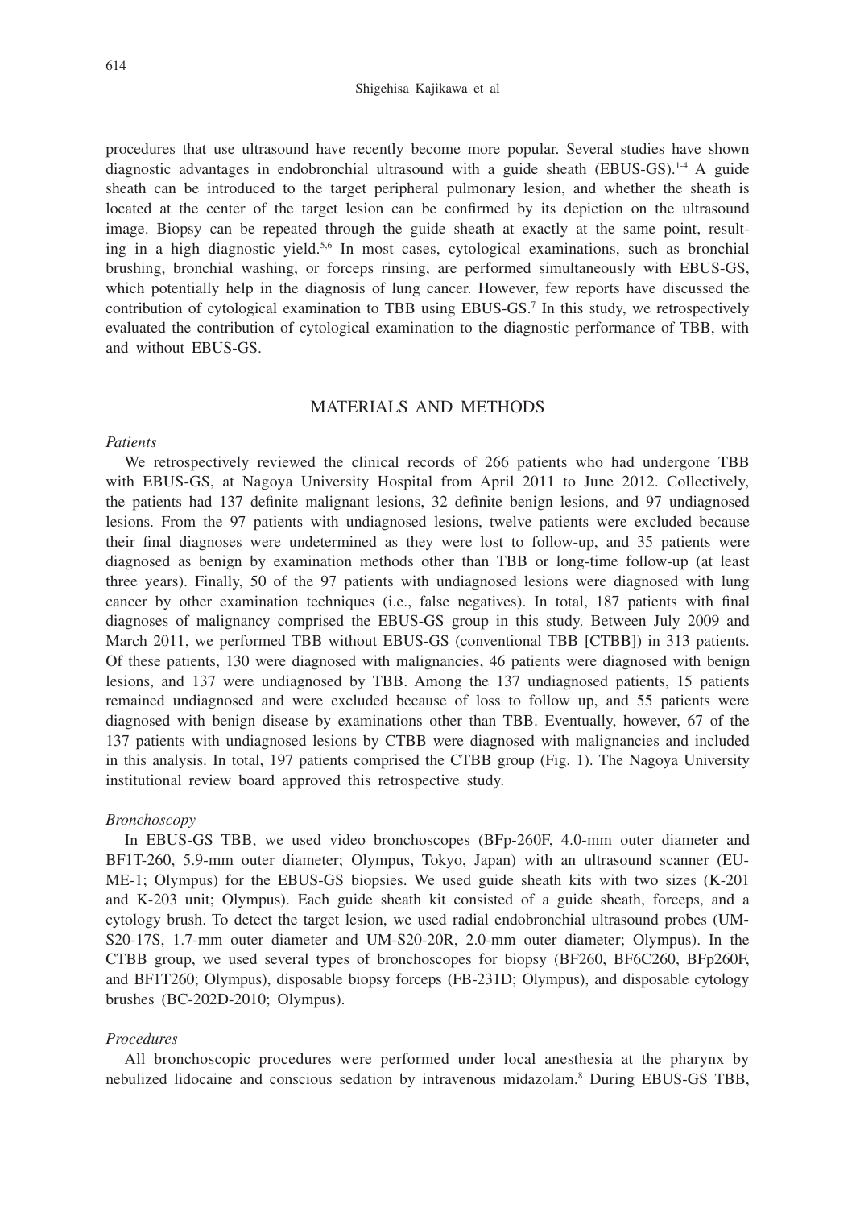procedures that use ultrasound have recently become more popular. Several studies have shown diagnostic advantages in endobronchial ultrasound with a guide sheath (EBUS-GS).[1-4] A guide sheath can be introduced to the target peripheral pulmonary lesion, and whether the sheath is located at the center of the target lesion can be confirmed by its depiction on the ultrasound image. Biopsy can be repeated through the guide sheath at exactly at the same point, resulting in a high diagnostic yield.[5,6] In most cases, cytological examinations, such as bronchial brushing, bronchial washing, or forceps rinsing, are performed simultaneously with EBUS-GS, which potentially help in the diagnosis of lung cancer. However, few reports have discussed the contribution of cytological examination to TBB using EBUS-GS.[7] In this study, we retrospectively evaluated the contribution of cytological examination to the diagnostic performance of TBB, with and without EBUS-GS.

## MATERIALS AND METHODS

*Patients*

We retrospectively reviewed the clinical records of 266 patients who had undergone TBB with EBUS-GS, at Nagoya University Hospital from April 2011 to June 2012. Collectively, the patients had 137 definite malignant lesions, 32 definite benign lesions, and 97 undiagnosed lesions. From the 97 patients with undiagnosed lesions, twelve patients were excluded because their final diagnoses were undetermined as they were lost to follow-up, and 35 patients were diagnosed as benign by examination methods other than TBB or long-time follow-up (at least three years). Finally, 50 of the 97 patients with undiagnosed lesions were diagnosed with lung cancer by other examination techniques (i.e., false negatives). In total, 187 patients with final diagnoses of malignancy comprised the EBUS-GS group in this study. Between July 2009 and March 2011, we performed TBB without EBUS-GS (conventional TBB [CTBB]) in 313 patients. Of these patients, 130 were diagnosed with malignancies, 46 patients were diagnosed with benign lesions, and 137 were undiagnosed by TBB. Among the 137 undiagnosed patients, 15 patients remained undiagnosed and were excluded because of loss to follow up, and 55 patients were diagnosed with benign disease by examinations other than TBB. Eventually, however, 67 of the 137 patients with undiagnosed lesions by CTBB were diagnosed with malignancies and included in this analysis. In total, 197 patients comprised the CTBB group (Fig. 1). The Nagoya University institutional review board approved this retrospective study.

*Bronchoscopy*

In EBUS-GS TBB, we used video bronchoscopes (BFp-260F, 4.0-mm outer diameter and BF1T-260, 5.9-mm outer diameter; Olympus, Tokyo, Japan) with an ultrasound scanner (EU-ME-1; Olympus) for the EBUS-GS biopsies. We used guide sheath kits with two sizes (K-201 and K-203 unit; Olympus). Each guide sheath kit consisted of a guide sheath, forceps, and a cytology brush. To detect the target lesion, we used radial endobronchial ultrasound probes (UM-S20-17S, 1.7-mm outer diameter and UM-S20-20R, 2.0-mm outer diameter; Olympus). In the CTBB group, we used several types of bronchoscopes for biopsy (BF260, BF6C260, BFp260F, and BF1T260; Olympus), disposable biopsy forceps (FB-231D; Olympus), and disposable cytology brushes (BC-202D-2010; Olympus).

*Procedures*

All bronchoscopic procedures were performed under local anesthesia at the pharynx by nebulized lidocaine and conscious sedation by intravenous midazolam.[8] During EBUS-GS TBB,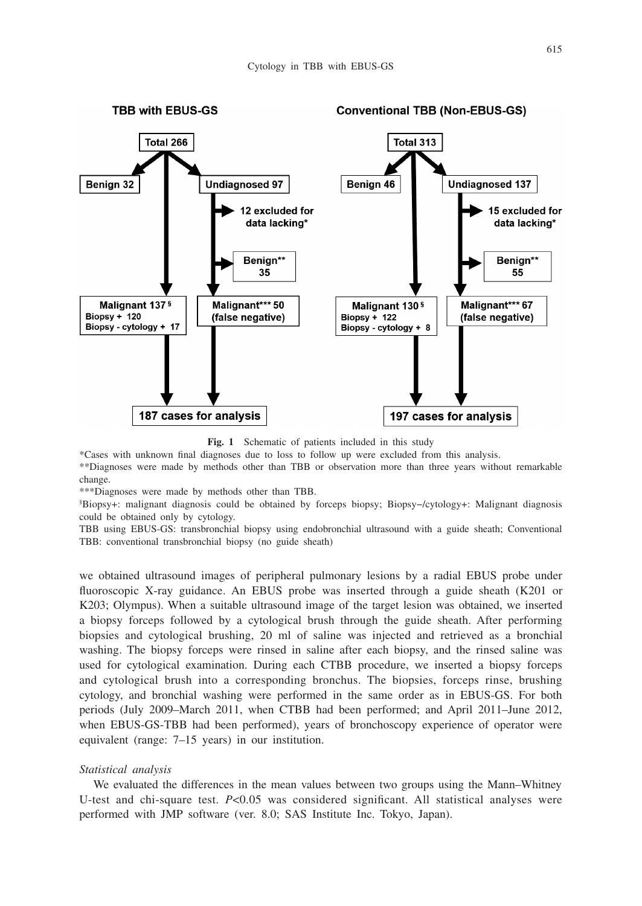**TBB with EBUS-GS**

- Total 266
  - Benign 32
  - Undiagnosed 97
    - 12 excluded for data lacking*
    - Benign** 35
    - Malignant*** 50 (false negative)
  - Malignant 137 [§]
    - Biopsy + 120
    - Biopsy - cytology + 17
- 187 cases for analysis

**Conventional TBB (Non-EBUS-GS)**

- Total 313
  - Benign 46
  - Undiagnosed 137
    - 15 excluded for data lacking*
    - Benign** 55
    - Malignant*** 67 (false negative)
  - Malignant 130 [§]
    - Biopsy + 122
    - Biopsy - cytology + 8
- 197 cases for analysis

**Fig. 1** Schematic of patients included in this study

*Cases with unknown final diagnoses due to loss to follow up were excluded from this analysis.

**Diagnoses were made by methods other than TBB or observation more than three years without remarkable change.

***Diagnoses were made by methods other than TBB.

[§]Biopsy+: malignant diagnosis could be obtained by forceps biopsy; Biopsy−/cytology+: Malignant diagnosis could be obtained only by cytology.

TBB using EBUS-GS: transbronchial biopsy using endobronchial ultrasound with a guide sheath; Conventional TBB: conventional transbronchial biopsy (no guide sheath)

we obtained ultrasound images of peripheral pulmonary lesions by a radial EBUS probe under fluoroscopic X-ray guidance. An EBUS probe was inserted through a guide sheath (K201 or K203; Olympus). When a suitable ultrasound image of the target lesion was obtained, we inserted a biopsy forceps followed by a cytological brush through the guide sheath. After performing biopsies and cytological brushing, 20 ml of saline was injected and retrieved as a bronchial washing. The biopsy forceps were rinsed in saline after each biopsy, and the rinsed saline was used for cytological examination. During each CTBB procedure, we inserted a biopsy forceps and cytological brush into a corresponding bronchus. The biopsies, forceps rinse, brushing cytology, and bronchial washing were performed in the same order as in EBUS-GS. For both periods (July 2009–March 2011, when CTBB had been performed; and April 2011–June 2012, when EBUS-GS-TBB had been performed), years of bronchoscopy experience of operator were equivalent (range: 7–15 years) in our institution.

*Statistical analysis*

We evaluated the differences in the mean values between two groups using the Mann–Whitney U-test and chi-square test. $P<0.05$ was considered significant. All statistical analyses were performed with JMP software (ver. 8.0; SAS Institute Inc. Tokyo, Japan).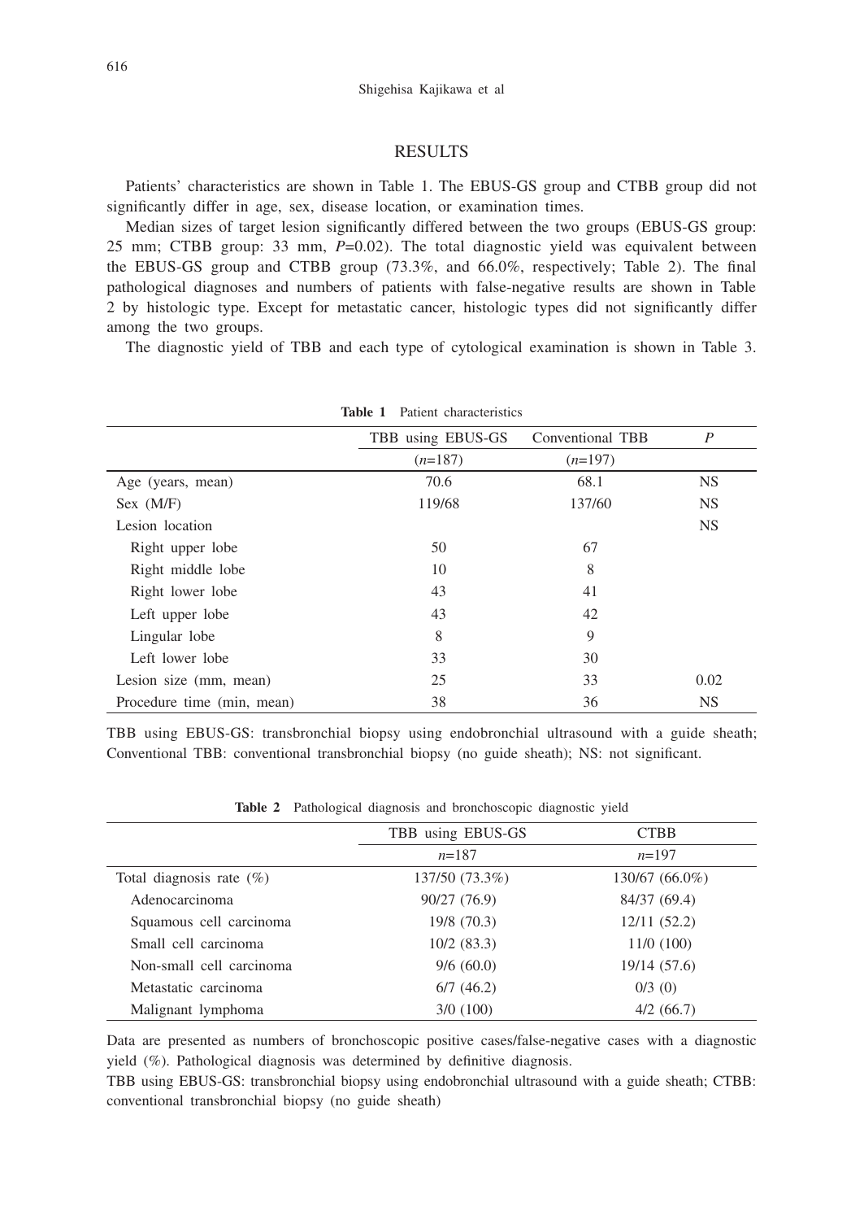## RESULTS

Patients' characteristics are shown in Table 1. The EBUS-GS group and CTBB group did not significantly differ in age, sex, disease location, or examination times.

Median sizes of target lesion significantly differed between the two groups (EBUS-GS group: 25 mm; CTBB group: 33 mm, *P*=0.02). The total diagnostic yield was equivalent between the EBUS-GS group and CTBB group (73.3%, and 66.0%, respectively; Table 2). The final pathological diagnoses and numbers of patients with false-negative results are shown in Table 2 by histologic type. Except for metastatic cancer, histologic types did not significantly differ among the two groups.

The diagnostic yield of TBB and each type of cytological examination is shown in Table 3.

**Table 1** Patient characteristics

| | TBB using EBUS-GS | Conventional TBB | *P* |
|---|---|---|---|
| | (*n*=187) | (*n*=197) | |
| Age (years, mean) | 70.6 | 68.1 | NS |
| Sex (M/F) | 119/68 | 137/60 | NS |
| Lesion location | | | NS |
| Right upper lobe | 50 | 67 | |
| Right middle lobe | 10 | 8 | |
| Right lower lobe | 43 | 41 | |
| Left upper lobe | 43 | 42 | |
| Lingular lobe | 8 | 9 | |
| Left lower lobe | 33 | 30 | |
| Lesion size (mm, mean) | 25 | 33 | 0.02 |
| Procedure time (min, mean) | 38 | 36 | NS |

TBB using EBUS-GS: transbronchial biopsy using endobronchial ultrasound with a guide sheath; Conventional TBB: conventional transbronchial biopsy (no guide sheath); NS: not significant.

**Table 2** Pathological diagnosis and bronchoscopic diagnostic yield

| | TBB using EBUS-GS | CTBB |
|---|---|---|
| | *n*=187 | *n*=197 |
| Total diagnosis rate (%) | 137/50 (73.3%) | 130/67 (66.0%) |
| Adenocarcinoma | 90/27 (76.9) | 84/37 (69.4) |
| Squamous cell carcinoma | 19/8 (70.3) | 12/11 (52.2) |
| Small cell carcinoma | 10/2 (83.3) | 11/0 (100) |
| Non-small cell carcinoma | 9/6 (60.0) | 19/14 (57.6) |
| Metastatic carcinoma | 6/7 (46.2) | 0/3 (0) |
| Malignant lymphoma | 3/0 (100) | 4/2 (66.7) |

Data are presented as numbers of bronchoscopic positive cases/false-negative cases with a diagnostic yield (%). Pathological diagnosis was determined by definitive diagnosis.

TBB using EBUS-GS: transbronchial biopsy using endobronchial ultrasound with a guide sheath; CTBB: conventional transbronchial biopsy (no guide sheath)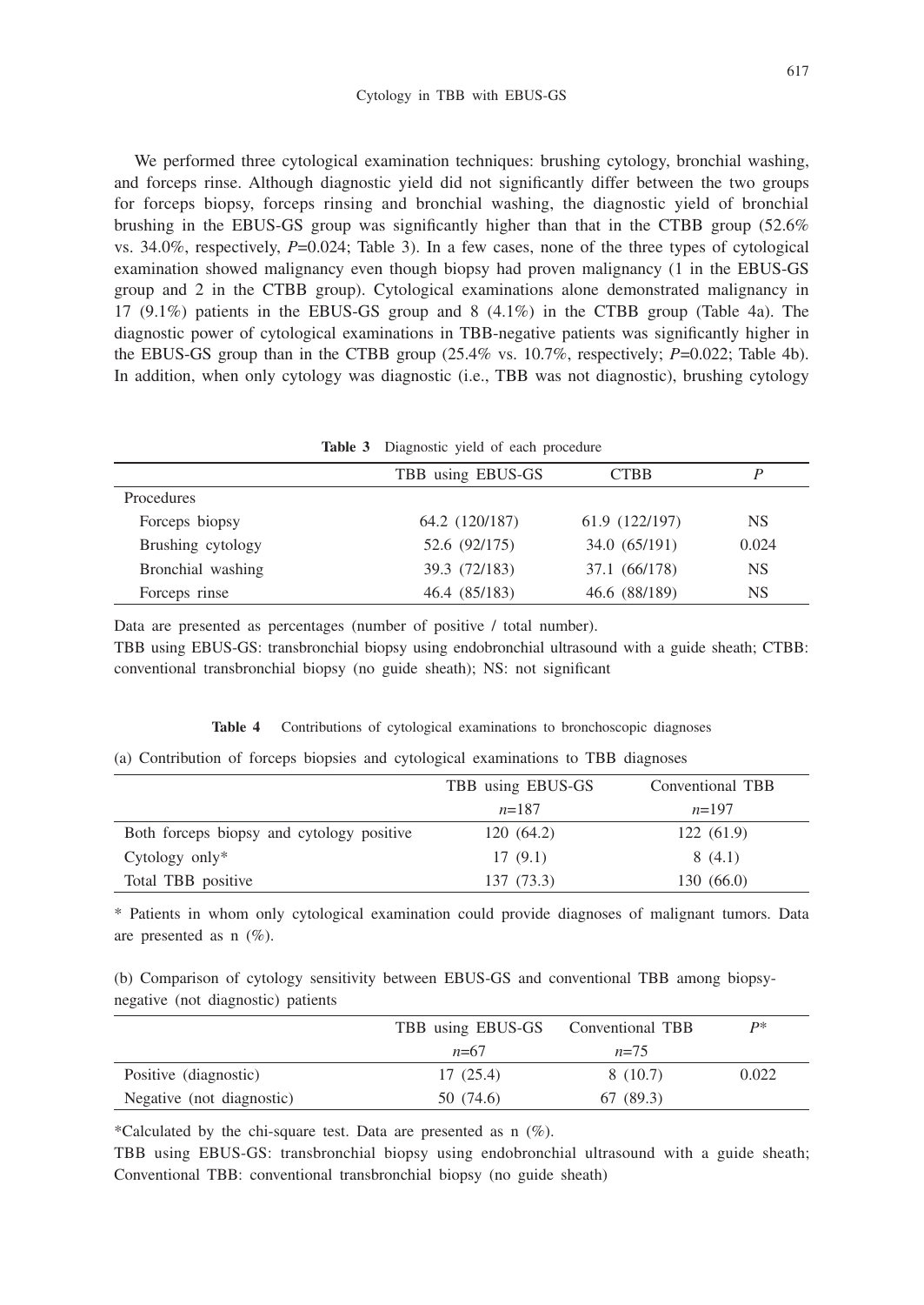We performed three cytological examination techniques: brushing cytology, bronchial washing, and forceps rinse. Although diagnostic yield did not significantly differ between the two groups for forceps biopsy, forceps rinsing and bronchial washing, the diagnostic yield of bronchial brushing in the EBUS-GS group was significantly higher than that in the CTBB group (52.6% vs. 34.0%, respectively, $P$=0.024; Table 3). In a few cases, none of the three types of cytological examination showed malignancy even though biopsy had proven malignancy (1 in the EBUS-GS group and 2 in the CTBB group). Cytological examinations alone demonstrated malignancy in 17 (9.1%) patients in the EBUS-GS group and 8 (4.1%) in the CTBB group (Table 4a). The diagnostic power of cytological examinations in TBB-negative patients was significantly higher in the EBUS-GS group than in the CTBB group (25.4% vs. 10.7%, respectively; $P$=0.022; Table 4b). In addition, when only cytology was diagnostic (i.e., TBB was not diagnostic), brushing cytology

**Table 3** Diagnostic yield of each procedure

| | TBB using EBUS-GS | CTBB | $P$ |
|---|---|---|---|
| Procedures | | | |
| Forceps biopsy | 64.2 (120/187) | 61.9 (122/197) | NS |
| Brushing cytology | 52.6 (92/175) | 34.0 (65/191) | 0.024 |
| Bronchial washing | 39.3 (72/183) | 37.1 (66/178) | NS |
| Forceps rinse | 46.4 (85/183) | 46.6 (88/189) | NS |

Data are presented as percentages (number of positive / total number).

TBB using EBUS-GS: transbronchial biopsy using endobronchial ultrasound with a guide sheath; CTBB: conventional transbronchial biopsy (no guide sheath); NS: not significant

**Table 4** Contributions of cytological examinations to bronchoscopic diagnoses

(a) Contribution of forceps biopsies and cytological examinations to TBB diagnoses

| | TBB using EBUS-GS<br>$n$=187 | Conventional TBB<br>$n$=197 |
|---|---|---|
| Both forceps biopsy and cytology positive | 120 (64.2) | 122 (61.9) |
| Cytology only* | 17 (9.1) | 8 (4.1) |
| Total TBB positive | 137 (73.3) | 130 (66.0) |

* Patients in whom only cytological examination could provide diagnoses of malignant tumors. Data are presented as n (%).

(b) Comparison of cytology sensitivity between EBUS-GS and conventional TBB among biopsy-negative (not diagnostic) patients

| | TBB using EBUS-GS<br>$n$=67 | Conventional TBB<br>$n$=75 | $P$* |
|---|---|---|---|
| Positive (diagnostic) | 17 (25.4) | 8 (10.7) | 0.022 |
| Negative (not diagnostic) | 50 (74.6) | 67 (89.3) | |

*Calculated by the chi-square test. Data are presented as n (%).

TBB using EBUS-GS: transbronchial biopsy using endobronchial ultrasound with a guide sheath; Conventional TBB: conventional transbronchial biopsy (no guide sheath)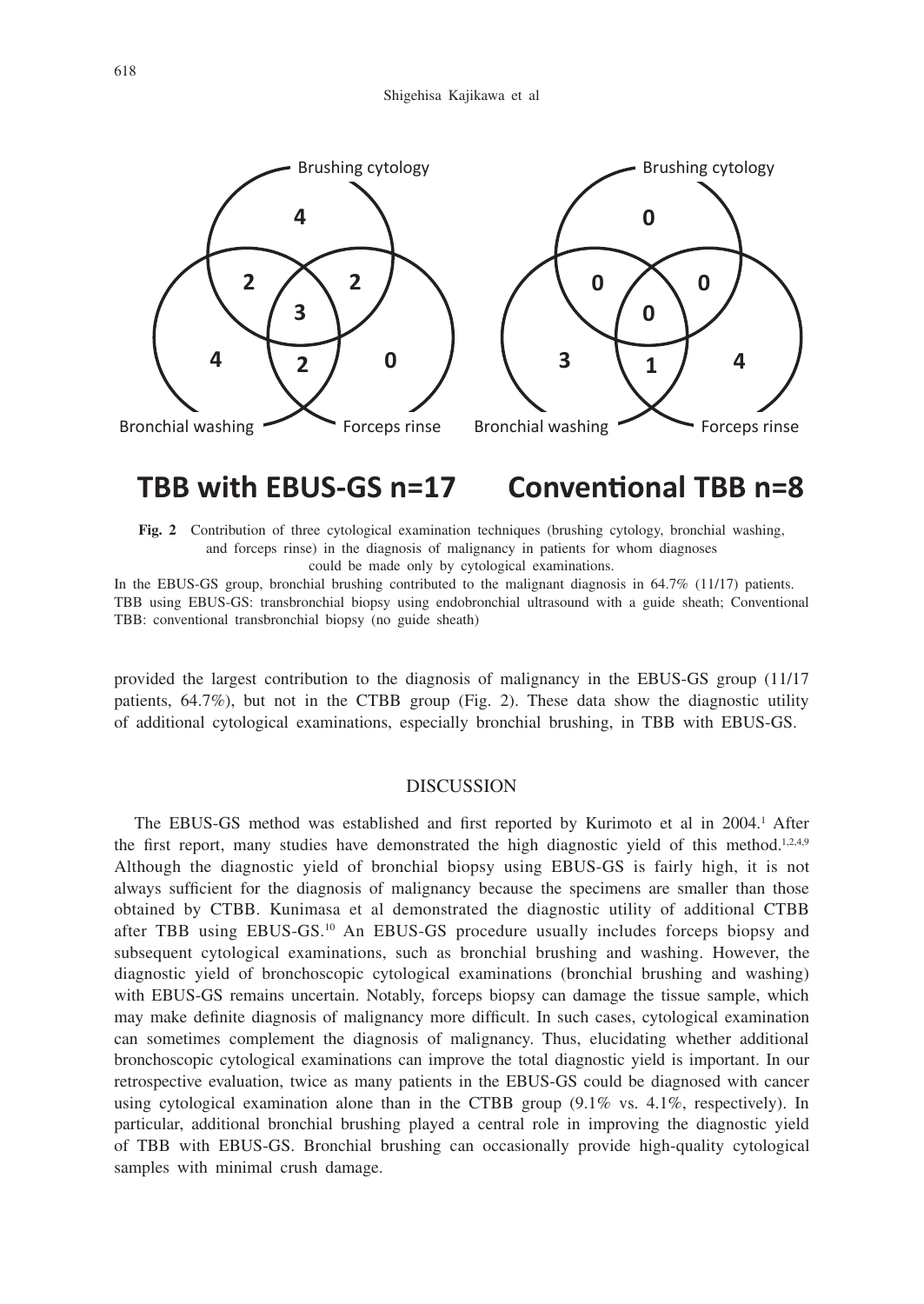Brushing cytology

4

2 2

3

4 2 0

Bronchial washing Forceps rinse

Brushing cytology

0

0 0

0

3 1 4

Bronchial washing Forceps rinse

**TBB with EBUS-GS n=17** **Conventional TBB n=8**

**Fig. 2** Contribution of three cytological examination techniques (brushing cytology, bronchial washing, and forceps rinse) in the diagnosis of malignancy in patients for whom diagnoses could be made only by cytological examinations.

In the EBUS-GS group, bronchial brushing contributed to the malignant diagnosis in 64.7% (11/17) patients. TBB using EBUS-GS: transbronchial biopsy using endobronchial ultrasound with a guide sheath; Conventional TBB: conventional transbronchial biopsy (no guide sheath)

provided the largest contribution to the diagnosis of malignancy in the EBUS-GS group (11/17 patients, 64.7%), but not in the CTBB group (Fig. 2). These data show the diagnostic utility of additional cytological examinations, especially bronchial brushing, in TBB with EBUS-GS.

## DISCUSSION

The EBUS-GS method was established and first reported by Kurimoto et al in 2004.[1] After the first report, many studies have demonstrated the high diagnostic yield of this method.[1,2,4,9] Although the diagnostic yield of bronchial biopsy using EBUS-GS is fairly high, it is not always sufficient for the diagnosis of malignancy because the specimens are smaller than those obtained by CTBB. Kunimasa et al demonstrated the diagnostic utility of additional CTBB after TBB using EBUS-GS.[10] An EBUS-GS procedure usually includes forceps biopsy and subsequent cytological examinations, such as bronchial brushing and washing. However, the diagnostic yield of bronchoscopic cytological examinations (bronchial brushing and washing) with EBUS-GS remains uncertain. Notably, forceps biopsy can damage the tissue sample, which may make definite diagnosis of malignancy more difficult. In such cases, cytological examination can sometimes complement the diagnosis of malignancy. Thus, elucidating whether additional bronchoscopic cytological examinations can improve the total diagnostic yield is important. In our retrospective evaluation, twice as many patients in the EBUS-GS could be diagnosed with cancer using cytological examination alone than in the CTBB group (9.1% vs. 4.1%, respectively). In particular, additional bronchial brushing played a central role in improving the diagnostic yield of TBB with EBUS-GS. Bronchial brushing can occasionally provide high-quality cytological samples with minimal crush damage.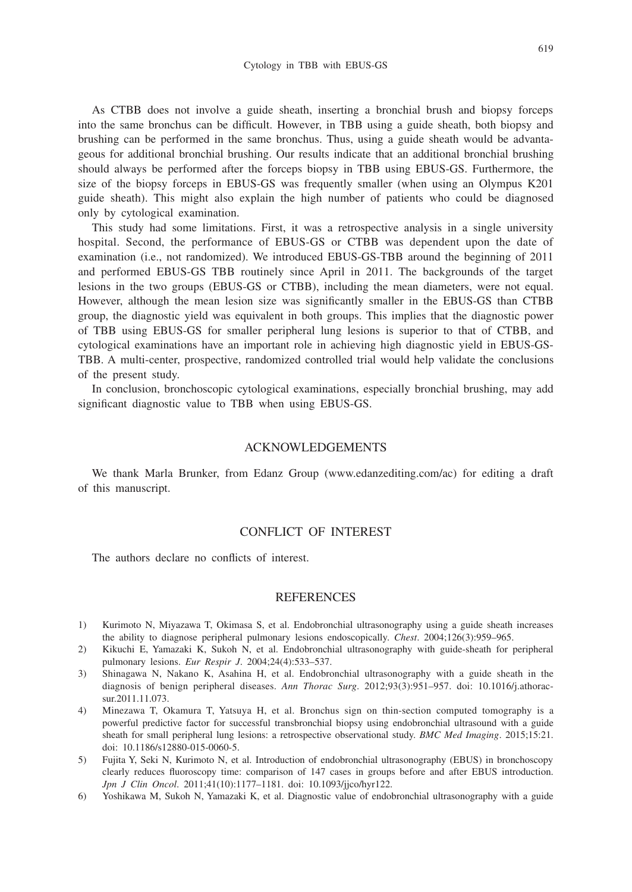As CTBB does not involve a guide sheath, inserting a bronchial brush and biopsy forceps into the same bronchus can be difficult. However, in TBB using a guide sheath, both biopsy and brushing can be performed in the same bronchus. Thus, using a guide sheath would be advantageous for additional bronchial brushing. Our results indicate that an additional bronchial brushing should always be performed after the forceps biopsy in TBB using EBUS-GS. Furthermore, the size of the biopsy forceps in EBUS-GS was frequently smaller (when using an Olympus K201 guide sheath). This might also explain the high number of patients who could be diagnosed only by cytological examination.

This study had some limitations. First, it was a retrospective analysis in a single university hospital. Second, the performance of EBUS-GS or CTBB was dependent upon the date of examination (i.e., not randomized). We introduced EBUS-GS-TBB around the beginning of 2011 and performed EBUS-GS TBB routinely since April in 2011. The backgrounds of the target lesions in the two groups (EBUS-GS or CTBB), including the mean diameters, were not equal. However, although the mean lesion size was significantly smaller in the EBUS-GS than CTBB group, the diagnostic yield was equivalent in both groups. This implies that the diagnostic power of TBB using EBUS-GS for smaller peripheral lung lesions is superior to that of CTBB, and cytological examinations have an important role in achieving high diagnostic yield in EBUS-GS-TBB. A multi-center, prospective, randomized controlled trial would help validate the conclusions of the present study.

In conclusion, bronchoscopic cytological examinations, especially bronchial brushing, may add significant diagnostic value to TBB when using EBUS-GS.

## ACKNOWLEDGEMENTS

We thank Marla Brunker, from Edanz Group (www.edanzediting.com/ac) for editing a draft of this manuscript.

## CONFLICT OF INTEREST

The authors declare no conflicts of interest.

## REFERENCES

1) Kurimoto N, Miyazawa T, Okimasa S, et al. Endobronchial ultrasonography using a guide sheath increases the ability to diagnose peripheral pulmonary lesions endoscopically. *Chest*. 2004;126(3):959–965.
2) Kikuchi E, Yamazaki K, Sukoh N, et al. Endobronchial ultrasonography with guide-sheath for peripheral pulmonary lesions. *Eur Respir J*. 2004;24(4):533–537.
3) Shinagawa N, Nakano K, Asahina H, et al. Endobronchial ultrasonography with a guide sheath in the diagnosis of benign peripheral diseases. *Ann Thorac Surg*. 2012;93(3):951–957. doi: 10.1016/j.athoracsur.2011.11.073.
4) Minezawa T, Okamura T, Yatsuya H, et al. Bronchus sign on thin-section computed tomography is a powerful predictive factor for successful transbronchial biopsy using endobronchial ultrasound with a guide sheath for small peripheral lung lesions: a retrospective observational study. *BMC Med Imaging*. 2015;15:21. doi: 10.1186/s12880-015-0060-5.
5) Fujita Y, Seki N, Kurimoto N, et al. Introduction of endobronchial ultrasonography (EBUS) in bronchoscopy clearly reduces fluoroscopy time: comparison of 147 cases in groups before and after EBUS introduction. *Jpn J Clin Oncol*. 2011;41(10):1177–1181. doi: 10.1093/jjco/hyr122.
6) Yoshikawa M, Sukoh N, Yamazaki K, et al. Diagnostic value of endobronchial ultrasonography with a guide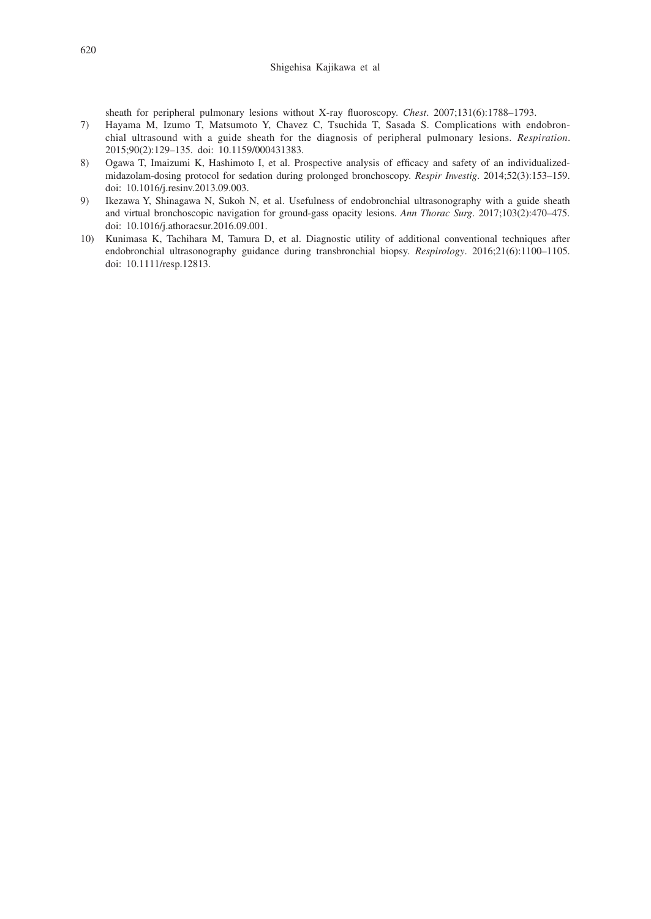sheath for peripheral pulmonary lesions without X-ray fluoroscopy. *Chest*. 2007;131(6):1788–1793.

7) Hayama M, Izumo T, Matsumoto Y, Chavez C, Tsuchida T, Sasada S. Complications with endobronchial ultrasound with a guide sheath for the diagnosis of peripheral pulmonary lesions. *Respiration*. 2015;90(2):129–135. doi: 10.1159/000431383.
8) Ogawa T, Imaizumi K, Hashimoto I, et al. Prospective analysis of efficacy and safety of an individualized-midazolam-dosing protocol for sedation during prolonged bronchoscopy. *Respir Investig*. 2014;52(3):153–159. doi: 10.1016/j.resinv.2013.09.003.
9) Ikezawa Y, Shinagawa N, Sukoh N, et al. Usefulness of endobronchial ultrasonography with a guide sheath and virtual bronchoscopic navigation for ground-gass opacity lesions. *Ann Thorac Surg*. 2017;103(2):470–475. doi: 10.1016/j.athoracsur.2016.09.001.
10) Kunimasa K, Tachihara M, Tamura D, et al. Diagnostic utility of additional conventional techniques after endobronchial ultrasonography guidance during transbronchial biopsy. *Respirology*. 2016;21(6):1100–1105. doi: 10.1111/resp.12813.